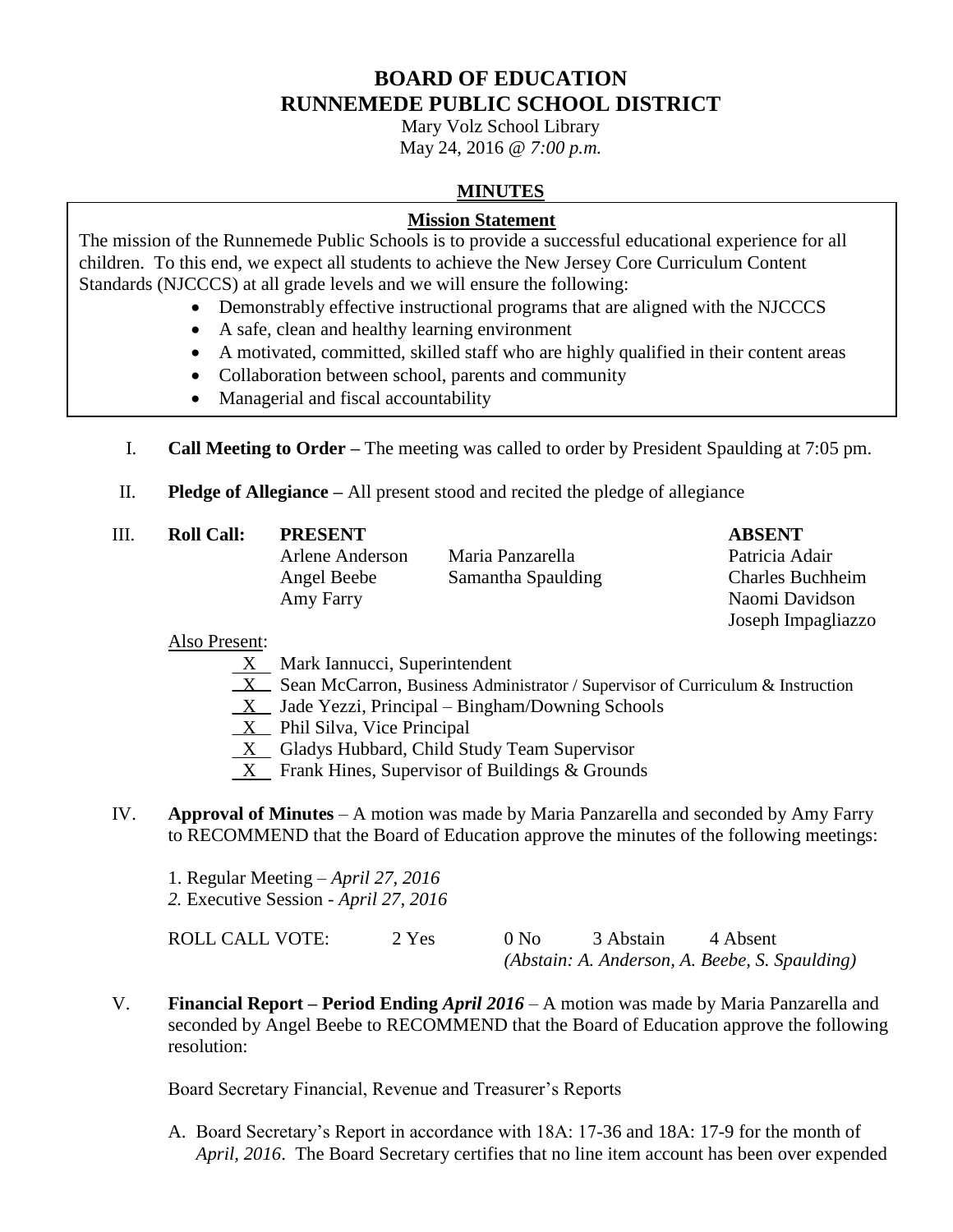# BOARD OF EDUCATION
# RUNNEMEDE PUBLIC SCHOOL DISTRICT

Mary Volz School Library
May 24, 2016 @ *7:00 p.m.*

## MINUTES

**Mission Statement**

The mission of the Runnemede Public Schools is to provide a successful educational experience for all children. To this end, we expect all students to achieve the New Jersey Core Curriculum Content Standards (NJCCCS) at all grade levels and we will ensure the following:

- Demonstrably effective instructional programs that are aligned with the NJCCCS
- A safe, clean and healthy learning environment
- A motivated, committed, skilled staff who are highly qualified in their content areas
- Collaboration between school, parents and community
- Managerial and fiscal accountability

I. **Call Meeting to Order –** The meeting was called to order by President Spaulding at 7:05 pm.

II. **Pledge of Allegiance –** All present stood and recited the pledge of allegiance

III. **Roll Call:**

| **PRESENT** | | **ABSENT** |
|---|---|---|
| Arlene Anderson | Maria Panzarella | Patricia Adair |
| Angel Beebe | Samantha Spaulding | Charles Buchheim |
| Amy Farry | | Naomi Davidson |
| | | Joseph Impagliazzo |

Also Present:

- X Mark Iannucci, Superintendent
- X Sean McCarron, Business Administrator / Supervisor of Curriculum & Instruction
- X Jade Yezzi, Principal – Bingham/Downing Schools
- X Phil Silva, Vice Principal
- X Gladys Hubbard, Child Study Team Supervisor
- X Frank Hines, Supervisor of Buildings & Grounds

IV. **Approval of Minutes** – A motion was made by Maria Panzarella and seconded by Amy Farry to RECOMMEND that the Board of Education approve the minutes of the following meetings:

1. Regular Meeting – *April 27, 2016*
2. Executive Session - *April 27, 2016*

ROLL CALL VOTE: 2 Yes 0 No 3 Abstain 4 Absent
*(Abstain: A. Anderson, A. Beebe, S. Spaulding)*

V. **Financial Report – Period Ending** ***April 2016*** – A motion was made by Maria Panzarella and seconded by Angel Beebe to RECOMMEND that the Board of Education approve the following resolution:

Board Secretary Financial, Revenue and Treasurer's Reports

A. Board Secretary's Report in accordance with 18A: 17-36 and 18A: 17-9 for the month of *April, 2016*. The Board Secretary certifies that no line item account has been over expended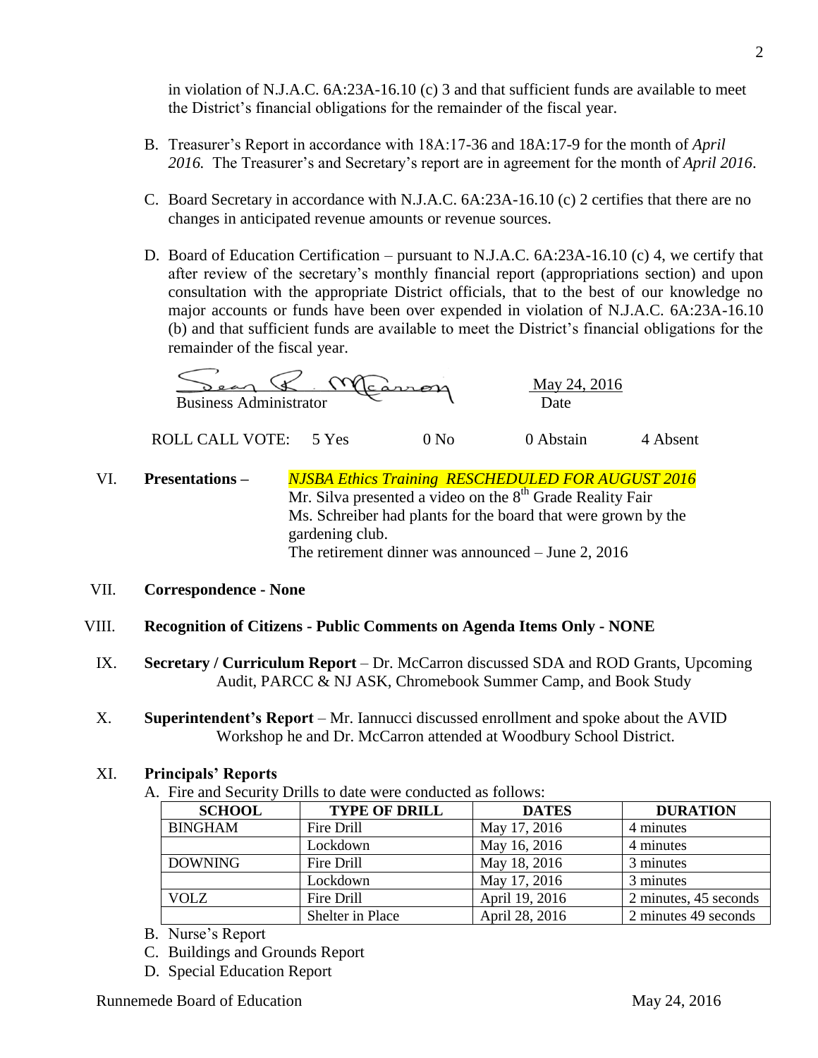in violation of N.J.A.C. 6A:23A-16.10 (c) 3 and that sufficient funds are available to meet the District's financial obligations for the remainder of the fiscal year.

B. Treasurer's Report in accordance with 18A:17-36 and 18A:17-9 for the month of *April 2016.* The Treasurer's and Secretary's report are in agreement for the month of *April 2016*.

C. Board Secretary in accordance with N.J.A.C. 6A:23A-16.10 (c) 2 certifies that there are no changes in anticipated revenue amounts or revenue sources.

D. Board of Education Certification – pursuant to N.J.A.C. 6A:23A-16.10 (c) 4, we certify that after review of the secretary's monthly financial report (appropriations section) and upon consultation with the appropriate District officials, that to the best of our knowledge no major accounts or funds have been over expended in violation of N.J.A.C. 6A:23A-16.10 (b) and that sufficient funds are available to meet the District's financial obligations for the remainder of the fiscal year.

Sean R. McCarron
Business Administrator

May 24, 2016
Date

ROLL CALL VOTE: 5 Yes 0 No 0 Abstain 4 Absent

VI. **Presentations –** *NJSBA Ethics Training RESCHEDULED FOR AUGUST 2016*
Mr. Silva presented a video on the 8th Grade Reality Fair
Ms. Schreiber had plants for the board that were grown by the gardening club.
The retirement dinner was announced – June 2, 2016

VII. **Correspondence - None**

VIII. **Recognition of Citizens - Public Comments on Agenda Items Only - NONE**

IX. **Secretary / Curriculum Report** – Dr. McCarron discussed SDA and ROD Grants, Upcoming Audit, PARCC & NJ ASK, Chromebook Summer Camp, and Book Study

X. **Superintendent's Report** – Mr. Iannucci discussed enrollment and spoke about the AVID Workshop he and Dr. McCarron attended at Woodbury School District.

XI. **Principals' Reports**

A. Fire and Security Drills to date were conducted as follows:

| SCHOOL | TYPE OF DRILL | DATES | DURATION |
|---|---|---|---|
| BINGHAM | Fire Drill | May 17, 2016 | 4 minutes |
| | Lockdown | May 16, 2016 | 4 minutes |
| DOWNING | Fire Drill | May 18, 2016 | 3 minutes |
| | Lockdown | May 17, 2016 | 3 minutes |
| VOLZ | Fire Drill | April 19, 2016 | 2 minutes, 45 seconds |
| | Shelter in Place | April 28, 2016 | 2 minutes 49 seconds |

B. Nurse's Report
C. Buildings and Grounds Report
D. Special Education Report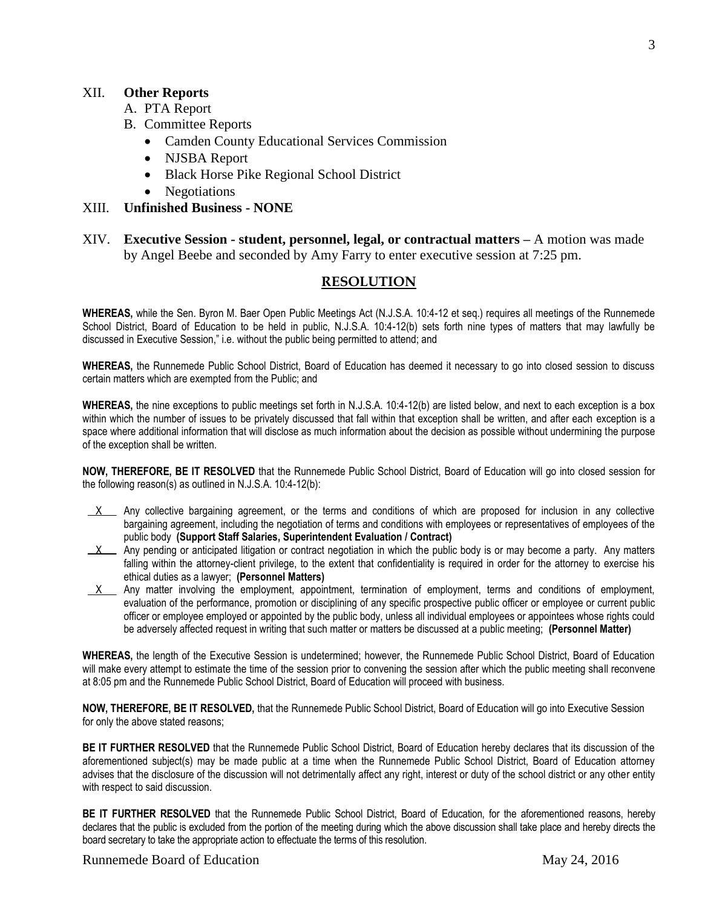## XII. **Other Reports**

A. PTA Report

B. Committee Reports

- Camden County Educational Services Commission
- NJSBA Report
- Black Horse Pike Regional School District
- Negotiations

## XIII. **Unfinished Business - NONE**

## XIV. **Executive Session - student, personnel, legal, or contractual matters –** A motion was made by Angel Beebe and seconded by Amy Farry to enter executive session at 7:25 pm.

### **RESOLUTION**

**WHEREAS,** while the Sen. Byron M. Baer Open Public Meetings Act (N.J.S.A. 10:4-12 et seq.) requires all meetings of the Runnemede School District, Board of Education to be held in public, N.J.S.A. 10:4-12(b) sets forth nine types of matters that may lawfully be discussed in Executive Session," i.e. without the public being permitted to attend; and

**WHEREAS,** the Runnemede Public School District, Board of Education has deemed it necessary to go into closed session to discuss certain matters which are exempted from the Public; and

**WHEREAS,** the nine exceptions to public meetings set forth in N.J.S.A. 10:4-12(b) are listed below, and next to each exception is a box within which the number of issues to be privately discussed that fall within that exception shall be written, and after each exception is a space where additional information that will disclose as much information about the decision as possible without undermining the purpose of the exception shall be written.

**NOW, THEREFORE, BE IT RESOLVED** that the Runnemede Public School District, Board of Education will go into closed session for the following reason(s) as outlined in N.J.S.A. 10:4-12(b):

\_\_X\_\_ Any collective bargaining agreement, or the terms and conditions of which are proposed for inclusion in any collective bargaining agreement, including the negotiation of terms and conditions with employees or representatives of employees of the public body **(Support Staff Salaries, Superintendent Evaluation / Contract)**

\_\_X\_\_ Any pending or anticipated litigation or contract negotiation in which the public body is or may become a party. Any matters falling within the attorney-client privilege, to the extent that confidentiality is required in order for the attorney to exercise his ethical duties as a lawyer; **(Personnel Matters)**

\_\_X\_\_ Any matter involving the employment, appointment, termination of employment, terms and conditions of employment, evaluation of the performance, promotion or disciplining of any specific prospective public officer or employee or current public officer or employee employed or appointed by the public body, unless all individual employees or appointees whose rights could be adversely affected request in writing that such matter or matters be discussed at a public meeting; **(Personnel Matter)**

**WHEREAS,** the length of the Executive Session is undetermined; however, the Runnemede Public School District, Board of Education will make every attempt to estimate the time of the session prior to convening the session after which the public meeting shall reconvene at 8:05 pm and the Runnemede Public School District, Board of Education will proceed with business.

**NOW, THEREFORE, BE IT RESOLVED,** that the Runnemede Public School District, Board of Education will go into Executive Session for only the above stated reasons;

**BE IT FURTHER RESOLVED** that the Runnemede Public School District, Board of Education hereby declares that its discussion of the aforementioned subject(s) may be made public at a time when the Runnemede Public School District, Board of Education attorney advises that the disclosure of the discussion will not detrimentally affect any right, interest or duty of the school district or any other entity with respect to said discussion.

**BE IT FURTHER RESOLVED** that the Runnemede Public School District, Board of Education, for the aforementioned reasons, hereby declares that the public is excluded from the portion of the meeting during which the above discussion shall take place and hereby directs the board secretary to take the appropriate action to effectuate the terms of this resolution.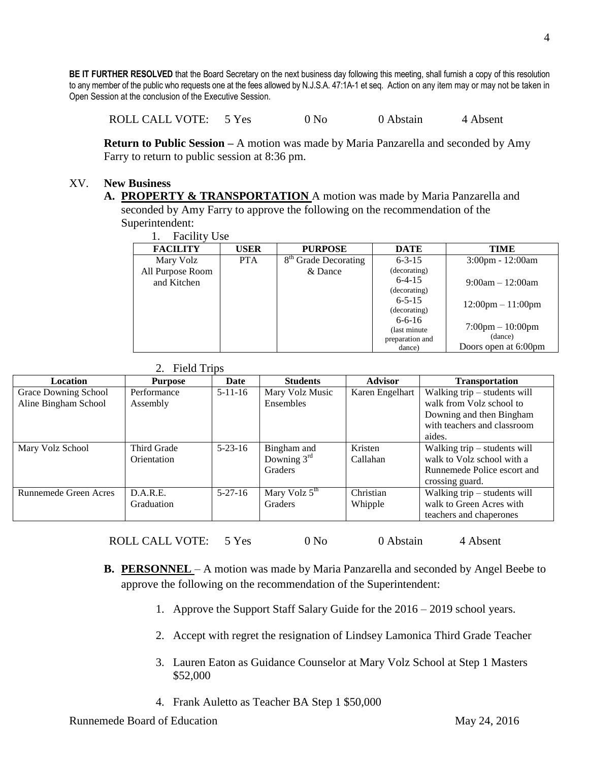**BE IT FURTHER RESOLVED** that the Board Secretary on the next business day following this meeting, shall furnish a copy of this resolution to any member of the public who requests one at the fees allowed by N.J.S.A. 47:1A-1 et seq. Action on any item may or may not be taken in Open Session at the conclusion of the Executive Session.

ROLL CALL VOTE: 5 Yes 0 No 0 Abstain 4 Absent

**Return to Public Session –** A motion was made by Maria Panzarella and seconded by Amy Farry to return to public session at 8:36 pm.

XV. **New Business**

**A. PROPERTY & TRANSPORTATION** A motion was made by Maria Panzarella and seconded by Amy Farry to approve the following on the recommendation of the Superintendent:

1. Facility Use

| FACILITY | USER | PURPOSE | DATE | TIME |
|---|---|---|---|---|
| Mary Volz All Purpose Room and Kitchen | PTA | 8th Grade Decorating & Dance | 6-3-15 (decorating)<br>6-4-15 (decorating)<br>6-5-15 (decorating)<br>6-6-16 (last minute preparation and dance) | 3:00pm - 12:00am<br>9:00am – 12:00am<br>12:00pm – 11:00pm<br>7:00pm – 10:00pm (dance) Doors open at 6:00pm |

2. Field Trips

| Location | Purpose | Date | Students | Advisor | Transportation |
|---|---|---|---|---|---|
| Grace Downing School Aline Bingham School | Performance Assembly | 5-11-16 | Mary Volz Music Ensembles | Karen Engelhart | Walking trip – students will walk from Volz school to Downing and then Bingham with teachers and classroom aides. |
| Mary Volz School | Third Grade Orientation | 5-23-16 | Bingham and Downing 3rd Graders | Kristen Callahan | Walking trip – students will walk to Volz school with a Runnemede Police escort and crossing guard. |
| Runnemede Green Acres | D.A.R.E. Graduation | 5-27-16 | Mary Volz 5th Graders | Christian Whipple | Walking trip – students will walk to Green Acres with teachers and chaperones |

ROLL CALL VOTE: 5 Yes 0 No 0 Abstain 4 Absent

**B. PERSONNEL** – A motion was made by Maria Panzarella and seconded by Angel Beebe to approve the following on the recommendation of the Superintendent:

1. Approve the Support Staff Salary Guide for the 2016 – 2019 school years.
2. Accept with regret the resignation of Lindsey Lamonica Third Grade Teacher
3. Lauren Eaton as Guidance Counselor at Mary Volz School at Step 1 Masters $52,000
4. Frank Auletto as Teacher BA Step 1 $50,000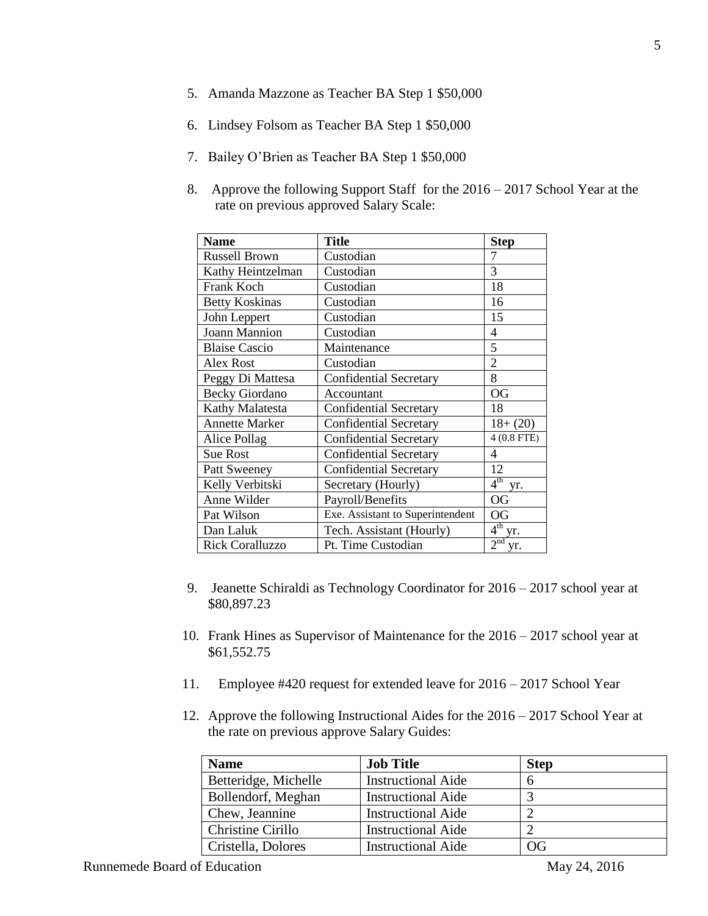5. Amanda Mazzone as Teacher BA Step 1 $50,000

6. Lindsey Folsom as Teacher BA Step 1 $50,000

7. Bailey O'Brien as Teacher BA Step 1 $50,000

8. Approve the following Support Staff for the 2016 – 2017 School Year at the rate on previous approved Salary Scale:

| Name | Title | Step |
|---|---|---|
| Russell Brown | Custodian | 7 |
| Kathy Heintzelman | Custodian | 3 |
| Frank Koch | Custodian | 18 |
| Betty Koskinas | Custodian | 16 |
| John Leppert | Custodian | 15 |
| Joann Mannion | Custodian | 4 |
| Blaise Cascio | Maintenance | 5 |
| Alex Rost | Custodian | 2 |
| Peggy Di Mattesa | Confidential Secretary | 8 |
| Becky Giordano | Accountant | OG |
| Kathy Malatesta | Confidential Secretary | 18 |
| Annette Marker | Confidential Secretary | 18+ (20) |
| Alice Pollag | Confidential Secretary | 4 (0.8 FTE) |
| Sue Rost | Confidential Secretary | 4 |
| Patt Sweeney | Confidential Secretary | 12 |
| Kelly Verbitski | Secretary (Hourly) | 4th yr. |
| Anne Wilder | Payroll/Benefits | OG |
| Pat Wilson | Exe. Assistant to Superintendent | OG |
| Dan Laluk | Tech. Assistant (Hourly) | 4th yr. |
| Rick Coralluzzo | Pt. Time Custodian | 2nd yr. |

9. Jeanette Schiraldi as Technology Coordinator for 2016 – 2017 school year at $80,897.23

10. Frank Hines as Supervisor of Maintenance for the 2016 – 2017 school year at $61,552.75

11. Employee #420 request for extended leave for 2016 – 2017 School Year

12. Approve the following Instructional Aides for the 2016 – 2017 School Year at the rate on previous approve Salary Guides:

| Name | Job Title | Step |
|---|---|---|
| Betteridge, Michelle | Instructional Aide | 6 |
| Bollendorf, Meghan | Instructional Aide | 3 |
| Chew, Jeannine | Instructional Aide | 2 |
| Christine Cirillo | Instructional Aide | 2 |
| Cristella, Dolores | Instructional Aide | OG |

Runnemede Board of Education May 24, 2016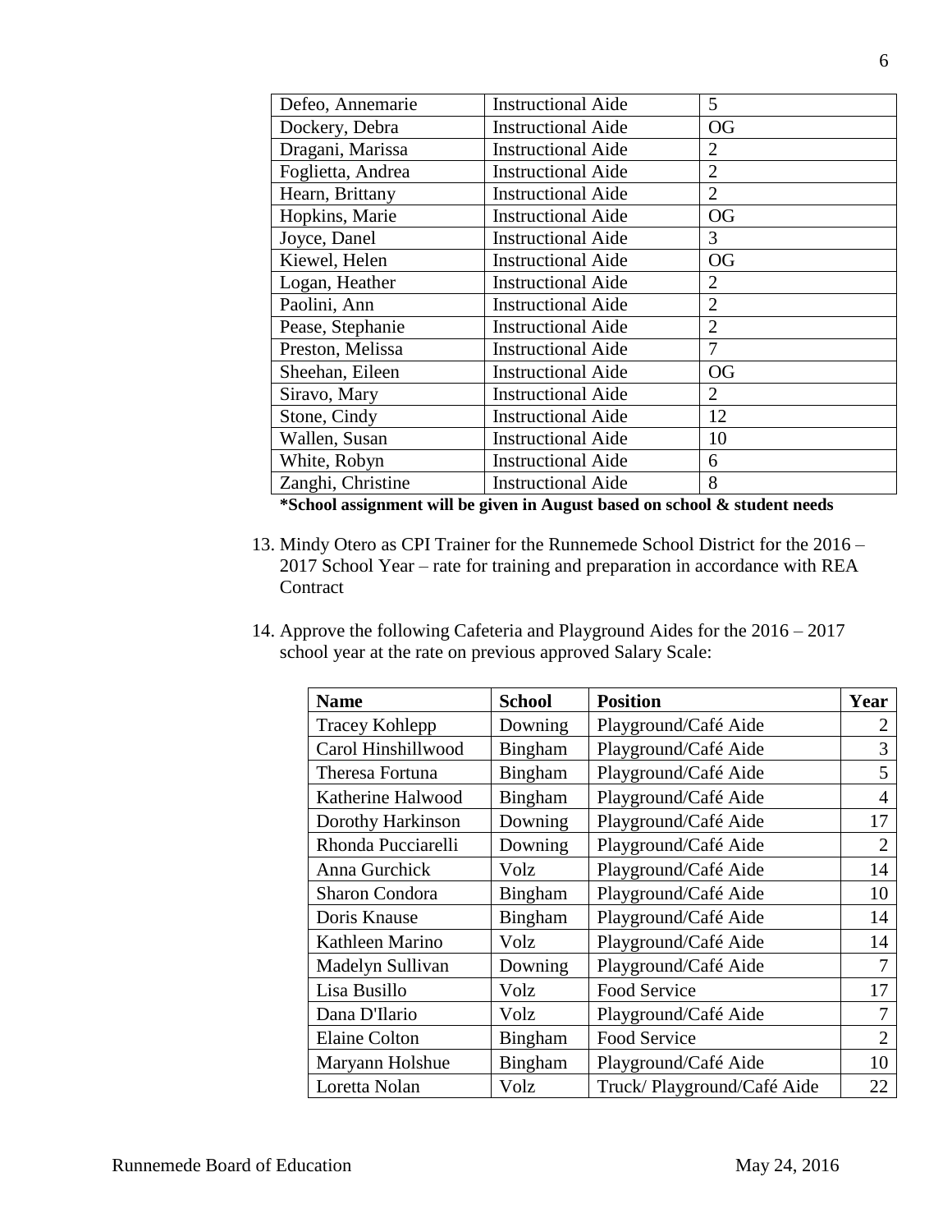| | | |
|---|---|---|
| Defeo, Annemarie | Instructional Aide | 5 |
| Dockery, Debra | Instructional Aide | OG |
| Dragani, Marissa | Instructional Aide | 2 |
| Foglietta, Andrea | Instructional Aide | 2 |
| Hearn, Brittany | Instructional Aide | 2 |
| Hopkins, Marie | Instructional Aide | OG |
| Joyce, Danel | Instructional Aide | 3 |
| Kiewel, Helen | Instructional Aide | OG |
| Logan, Heather | Instructional Aide | 2 |
| Paolini, Ann | Instructional Aide | 2 |
| Pease, Stephanie | Instructional Aide | 2 |
| Preston, Melissa | Instructional Aide | 7 |
| Sheehan, Eileen | Instructional Aide | OG |
| Siravo, Mary | Instructional Aide | 2 |
| Stone, Cindy | Instructional Aide | 12 |
| Wallen, Susan | Instructional Aide | 10 |
| White, Robyn | Instructional Aide | 6 |
| Zanghi, Christine | Instructional Aide | 8 |

**\*School assignment will be given in August based on school & student needs**

13. Mindy Otero as CPI Trainer for the Runnemede School District for the 2016 – 2017 School Year – rate for training and preparation in accordance with REA Contract

14. Approve the following Cafeteria and Playground Aides for the 2016 – 2017 school year at the rate on previous approved Salary Scale:

| Name | School | Position | Year |
|---|---|---|---|
| Tracey Kohlepp | Downing | Playground/Café Aide | 2 |
| Carol Hinshillwood | Bingham | Playground/Café Aide | 3 |
| Theresa Fortuna | Bingham | Playground/Café Aide | 5 |
| Katherine Halwood | Bingham | Playground/Café Aide | 4 |
| Dorothy Harkinson | Downing | Playground/Café Aide | 17 |
| Rhonda Pucciarelli | Downing | Playground/Café Aide | 2 |
| Anna Gurchick | Volz | Playground/Café Aide | 14 |
| Sharon Condora | Bingham | Playground/Café Aide | 10 |
| Doris Knause | Bingham | Playground/Café Aide | 14 |
| Kathleen Marino | Volz | Playground/Café Aide | 14 |
| Madelyn Sullivan | Downing | Playground/Café Aide | 7 |
| Lisa Busillo | Volz | Food Service | 17 |
| Dana D'Ilario | Volz | Playground/Café Aide | 7 |
| Elaine Colton | Bingham | Food Service | 2 |
| Maryann Holshue | Bingham | Playground/Café Aide | 10 |
| Loretta Nolan | Volz | Truck/ Playground/Café Aide | 22 |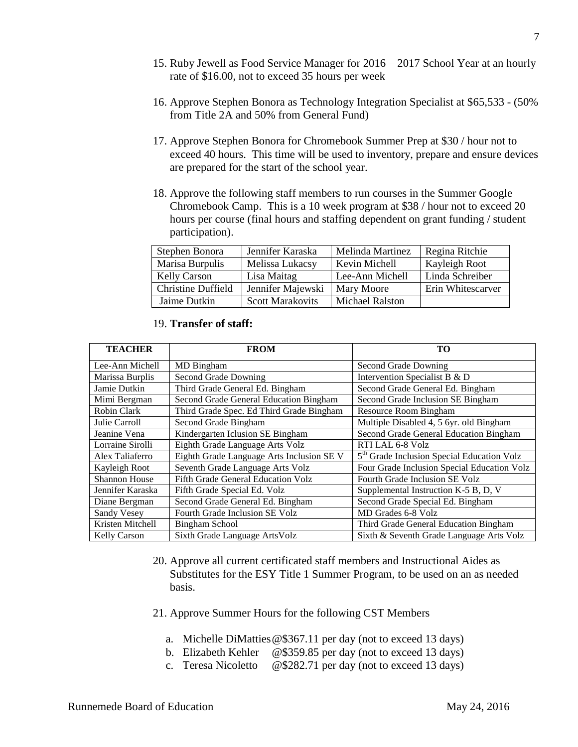15. Ruby Jewell as Food Service Manager for 2016 – 2017 School Year at an hourly rate of $16.00, not to exceed 35 hours per week

16. Approve Stephen Bonora as Technology Integration Specialist at $65,533 - (50% from Title 2A and 50% from General Fund)

17. Approve Stephen Bonora for Chromebook Summer Prep at $30 / hour not to exceed 40 hours. This time will be used to inventory, prepare and ensure devices are prepared for the start of the school year.

18. Approve the following staff members to run courses in the Summer Google Chromebook Camp. This is a 10 week program at $38 / hour not to exceed 20 hours per course (final hours and staffing dependent on grant funding / student participation).

| | | | |
|---|---|---|---|
| Stephen Bonora | Jennifer Karaska | Melinda Martinez | Regina Ritchie |
| Marisa Burpulis | Melissa Lukacsy | Kevin Michell | Kayleigh Root |
| Kelly Carson | Lisa Maitag | Lee-Ann Michell | Linda Schreiber |
| Christine Duffield | Jennifer Majewski | Mary Moore | Erin Whitescarver |
| Jaime Dutkin | Scott Marakovits | Michael Ralston | |

19. **Transfer of staff:**

| TEACHER | FROM | TO |
|---|---|---|
| Lee-Ann Michell | MD Bingham | Second Grade Downing |
| Marissa Burplis | Second Grade Downing | Intervention Specialist B & D |
| Jamie Dutkin | Third Grade General Ed. Bingham | Second Grade General Ed. Bingham |
| Mimi Bergman | Second Grade General Education Bingham | Second Grade Inclusion SE Bingham |
| Robin Clark | Third Grade Spec. Ed Third Grade Bingham | Resource Room Bingham |
| Julie Carroll | Second Grade Bingham | Multiple Disabled 4, 5 6yr. old Bingham |
| Jeanine Vena | Kindergarten Iclusion SE Bingham | Second Grade General Education Bingham |
| Lorraine Sirolli | Eighth Grade Language Arts Volz | RTI LAL 6-8 Volz |
| Alex Taliaferro | Eighth Grade Language Arts Inclusion SE V | 5th Grade Inclusion Special Education Volz |
| Kayleigh Root | Seventh Grade Language Arts Volz | Four Grade Inclusion Special Education Volz |
| Shannon House | Fifth Grade General Education Volz | Fourth Grade Inclusion SE Volz |
| Jennifer Karaska | Fifth Grade Special Ed. Volz | Supplemental Instruction K-5 B, D, V |
| Diane Bergman | Second Grade General Ed. Bingham | Second Grade Special Ed. Bingham |
| Sandy Vesey | Fourth Grade Inclusion SE Volz | MD Grades 6-8 Volz |
| Kristen Mitchell | Bingham School | Third Grade General Education Bingham |
| Kelly Carson | Sixth Grade Language ArtsVolz | Sixth & Seventh Grade Language Arts Volz |

20. Approve all current certificated staff members and Instructional Aides as Substitutes for the ESY Title 1 Summer Program, to be used on an as needed basis.

21. Approve Summer Hours for the following CST Members

    a. Michelle DiMatties @$367.11 per day (not to exceed 13 days)
    b. Elizabeth Kehler @$359.85 per day (not to exceed 13 days)
    c. Teresa Nicoletto @$282.71 per day (not to exceed 13 days)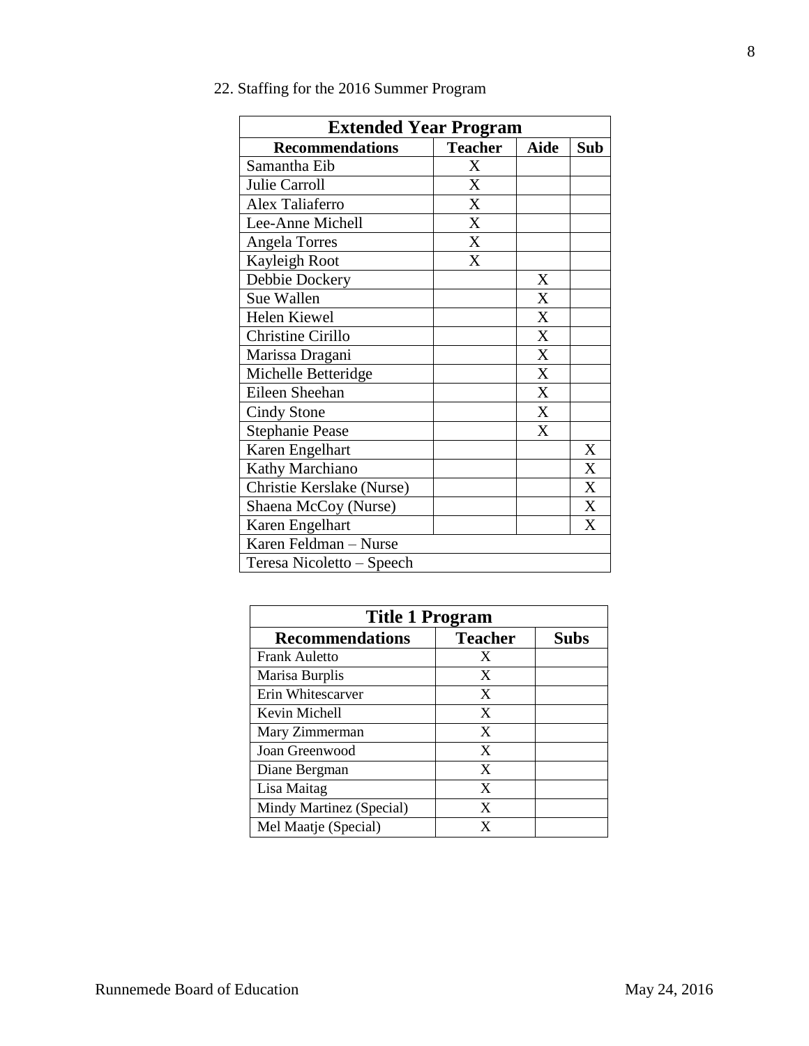22. Staffing for the 2016 Summer Program

| Extended Year Program | | | |
|---|---|---|---|
| **Recommendations** | **Teacher** | **Aide** | **Sub** |
| Samantha Eib | X | | |
| Julie Carroll | X | | |
| Alex Taliaferro | X | | |
| Lee-Anne Michell | X | | |
| Angela Torres | X | | |
| Kayleigh Root | X | | |
| Debbie Dockery | | X | |
| Sue Wallen | | X | |
| Helen Kiewel | | X | |
| Christine Cirillo | | X | |
| Marissa Dragani | | X | |
| Michelle Betteridge | | X | |
| Eileen Sheehan | | X | |
| Cindy Stone | | X | |
| Stephanie Pease | | X | |
| Karen Engelhart | | | X |
| Kathy Marchiano | | | X |
| Christie Kerslake (Nurse) | | | X |
| Shaena McCoy (Nurse) | | | X |
| Karen Engelhart | | | X |
| Karen Feldman – Nurse | | | |
| Teresa Nicoletto – Speech | | | |

| Title 1 Program | | |
|---|---|---|
| **Recommendations** | **Teacher** | **Subs** |
| Frank Auletto | X | |
| Marisa Burplis | X | |
| Erin Whitescarver | X | |
| Kevin Michell | X | |
| Mary Zimmerman | X | |
| Joan Greenwood | X | |
| Diane Bergman | X | |
| Lisa Maitag | X | |
| Mindy Martinez (Special) | X | |
| Mel Maatje (Special) | X | |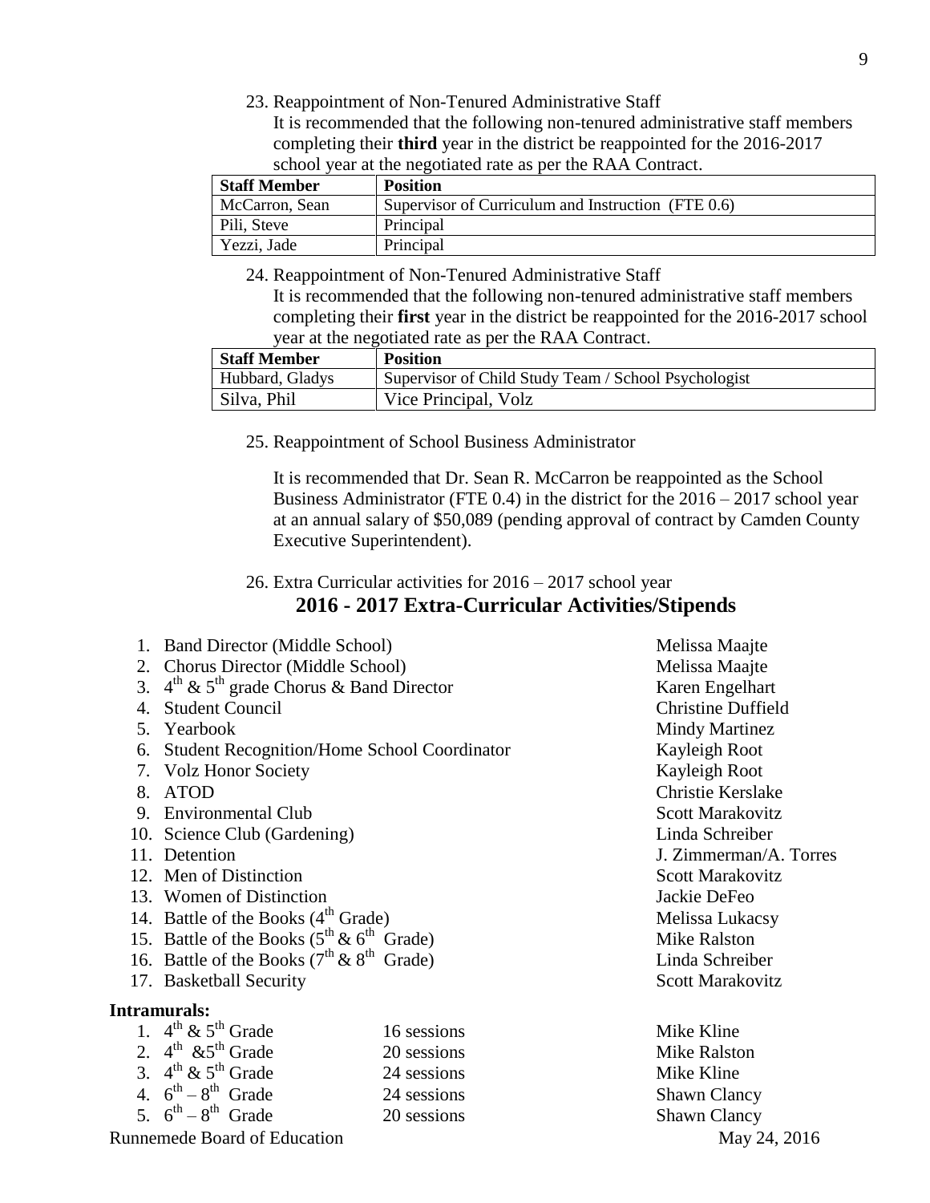23. Reappointment of Non-Tenured Administrative Staff

    It is recommended that the following non-tenured administrative staff members completing their **third** year in the district be reappointed for the 2016-2017 school year at the negotiated rate as per the RAA Contract.

| **Staff Member** | **Position** |
|---|---|
| McCarron, Sean | Supervisor of Curriculum and Instruction (FTE 0.6) |
| Pili, Steve | Principal |
| Yezzi, Jade | Principal |

24. Reappointment of Non-Tenured Administrative Staff

    It is recommended that the following non-tenured administrative staff members completing their **first** year in the district be reappointed for the 2016-2017 school year at the negotiated rate as per the RAA Contract.

| **Staff Member** | **Position** |
|---|---|
| Hubbard, Gladys | Supervisor of Child Study Team / School Psychologist |
| Silva, Phil | Vice Principal, Volz |

25. Reappointment of School Business Administrator

    It is recommended that Dr. Sean R. McCarron be reappointed as the School Business Administrator (FTE 0.4) in the district for the 2016 – 2017 school year at an annual salary of $50,089 (pending approval of contract by Camden County Executive Superintendent).

26. Extra Curricular activities for 2016 – 2017 school year

## 2016 - 2017 Extra-Curricular Activities/Stipends

| | Activity | Name |
|---|---|---|
| 1. | Band Director (Middle School) | Melissa Maajte |
| 2. | Chorus Director (Middle School) | Melissa Maajte |
| 3. | 4th & 5th grade Chorus & Band Director | Karen Engelhart |
| 4. | Student Council | Christine Duffield |
| 5. | Yearbook | Mindy Martinez |
| 6. | Student Recognition/Home School Coordinator | Kayleigh Root |
| 7. | Volz Honor Society | Kayleigh Root |
| 8. | ATOD | Christie Kerslake |
| 9. | Environmental Club | Scott Marakovitz |
| 10. | Science Club (Gardening) | Linda Schreiber |
| 11. | Detention | J. Zimmerman/A. Torres |
| 12. | Men of Distinction | Scott Marakovitz |
| 13. | Women of Distinction | Jackie DeFeo |
| 14. | Battle of the Books (4th Grade) | Melissa Lukacsy |
| 15. | Battle of the Books (5th & 6th Grade) | Mike Ralston |
| 16. | Battle of the Books (7th & 8th Grade) | Linda Schreiber |
| 17. | Basketball Security | Scott Marakovitz |

**Intramurals:**

| | Grade | Sessions | Name |
|---|---|---|---|
| 1. | 4th & 5th Grade | 16 sessions | Mike Kline |
| 2. | 4th &5th Grade | 20 sessions | Mike Ralston |
| 3. | 4th & 5th Grade | 24 sessions | Mike Kline |
| 4. | 6th – 8th Grade | 24 sessions | Shawn Clancy |
| 5. | 6th – 8th Grade | 20 sessions | Shawn Clancy |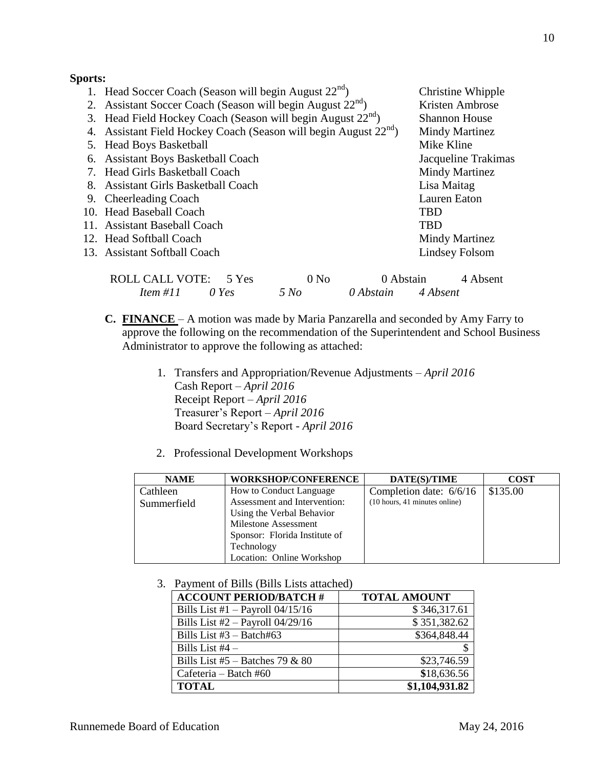**Sports:**

1. Head Soccer Coach (Season will begin August 22nd) — Christine Whipple
2. Assistant Soccer Coach (Season will begin August 22nd) — Kristen Ambrose
3. Head Field Hockey Coach (Season will begin August 22nd) — Shannon House
4. Assistant Field Hockey Coach (Season will begin August 22nd) — Mindy Martinez
5. Head Boys Basketball — Mike Kline
6. Assistant Boys Basketball Coach — Jacqueline Trakimas
7. Head Girls Basketball Coach — Mindy Martinez
8. Assistant Girls Basketball Coach — Lisa Maitag
9. Cheerleading Coach — Lauren Eaton
10. Head Baseball Coach — TBD
11. Assistant Baseball Coach — TBD
12. Head Softball Coach — Mindy Martinez
13. Assistant Softball Coach — Lindsey Folsom

ROLL CALL VOTE: 5 Yes 0 No 0 Abstain 4 Absent
*Item #11 0 Yes 5 No 0 Abstain 4 Absent*

**C. FINANCE** – A motion was made by Maria Panzarella and seconded by Amy Farry to approve the following on the recommendation of the Superintendent and School Business Administrator to approve the following as attached:

1. Transfers and Appropriation/Revenue Adjustments – *April 2016*
   Cash Report – *April 2016*
   Receipt Report – *April 2016*
   Treasurer's Report – *April 2016*
   Board Secretary's Report - *April 2016*

2. Professional Development Workshops

| NAME | WORKSHOP/CONFERENCE | DATE(S)/TIME | COST |
|---|---|---|---|
| Cathleen Summerfield | How to Conduct Language Assessment and Intervention: Using the Verbal Behavior Milestone Assessment<br>Sponsor: Florida Institute of Technology<br>Location: Online Workshop | Completion date: 6/6/16<br>(10 hours, 41 minutes online) | $135.00 |

3. Payment of Bills (Bills Lists attached)

| ACCOUNT PERIOD/BATCH # | TOTAL AMOUNT |
|---|---|
| Bills List #1 – Payroll 04/15/16 | $ 346,317.61 |
| Bills List #2 – Payroll 04/29/16 | $ 351,382.62 |
| Bills List #3 – Batch#63 | $364,848.44 |
| Bills List #4 – | $ |
| Bills List #5 – Batches 79 & 80 | $23,746.59 |
| Cafeteria – Batch #60 | $18,636.56 |
| **TOTAL** | **$1,104,931.82** |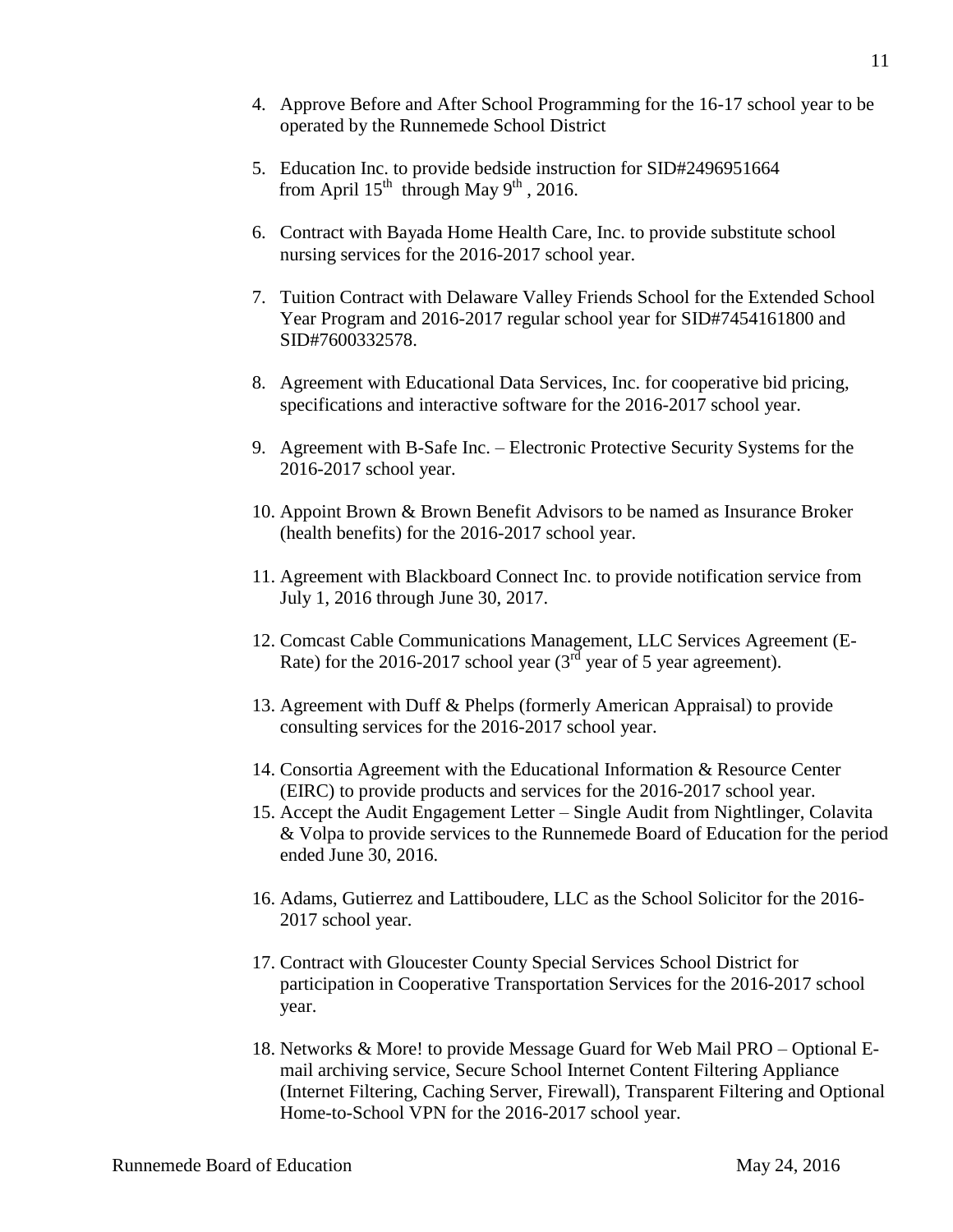4. Approve Before and After School Programming for the 16-17 school year to be operated by the Runnemede School District

5. Education Inc. to provide bedside instruction for SID#2496951664 from April 15th through May 9th , 2016.

6. Contract with Bayada Home Health Care, Inc. to provide substitute school nursing services for the 2016-2017 school year.

7. Tuition Contract with Delaware Valley Friends School for the Extended School Year Program and 2016-2017 regular school year for SID#7454161800 and SID#7600332578.

8. Agreement with Educational Data Services, Inc. for cooperative bid pricing, specifications and interactive software for the 2016-2017 school year.

9. Agreement with B-Safe Inc. – Electronic Protective Security Systems for the 2016-2017 school year.

10. Appoint Brown & Brown Benefit Advisors to be named as Insurance Broker (health benefits) for the 2016-2017 school year.

11. Agreement with Blackboard Connect Inc. to provide notification service from July 1, 2016 through June 30, 2017.

12. Comcast Cable Communications Management, LLC Services Agreement (E-Rate) for the 2016-2017 school year (3rd year of 5 year agreement).

13. Agreement with Duff & Phelps (formerly American Appraisal) to provide consulting services for the 2016-2017 school year.

14. Consortia Agreement with the Educational Information & Resource Center (EIRC) to provide products and services for the 2016-2017 school year.

15. Accept the Audit Engagement Letter – Single Audit from Nightlinger, Colavita & Volpa to provide services to the Runnemede Board of Education for the period ended June 30, 2016.

16. Adams, Gutierrez and Lattiboudere, LLC as the School Solicitor for the 2016-2017 school year.

17. Contract with Gloucester County Special Services School District for participation in Cooperative Transportation Services for the 2016-2017 school year.

18. Networks & More! to provide Message Guard for Web Mail PRO – Optional E-mail archiving service, Secure School Internet Content Filtering Appliance (Internet Filtering, Caching Server, Firewall), Transparent Filtering and Optional Home-to-School VPN for the 2016-2017 school year.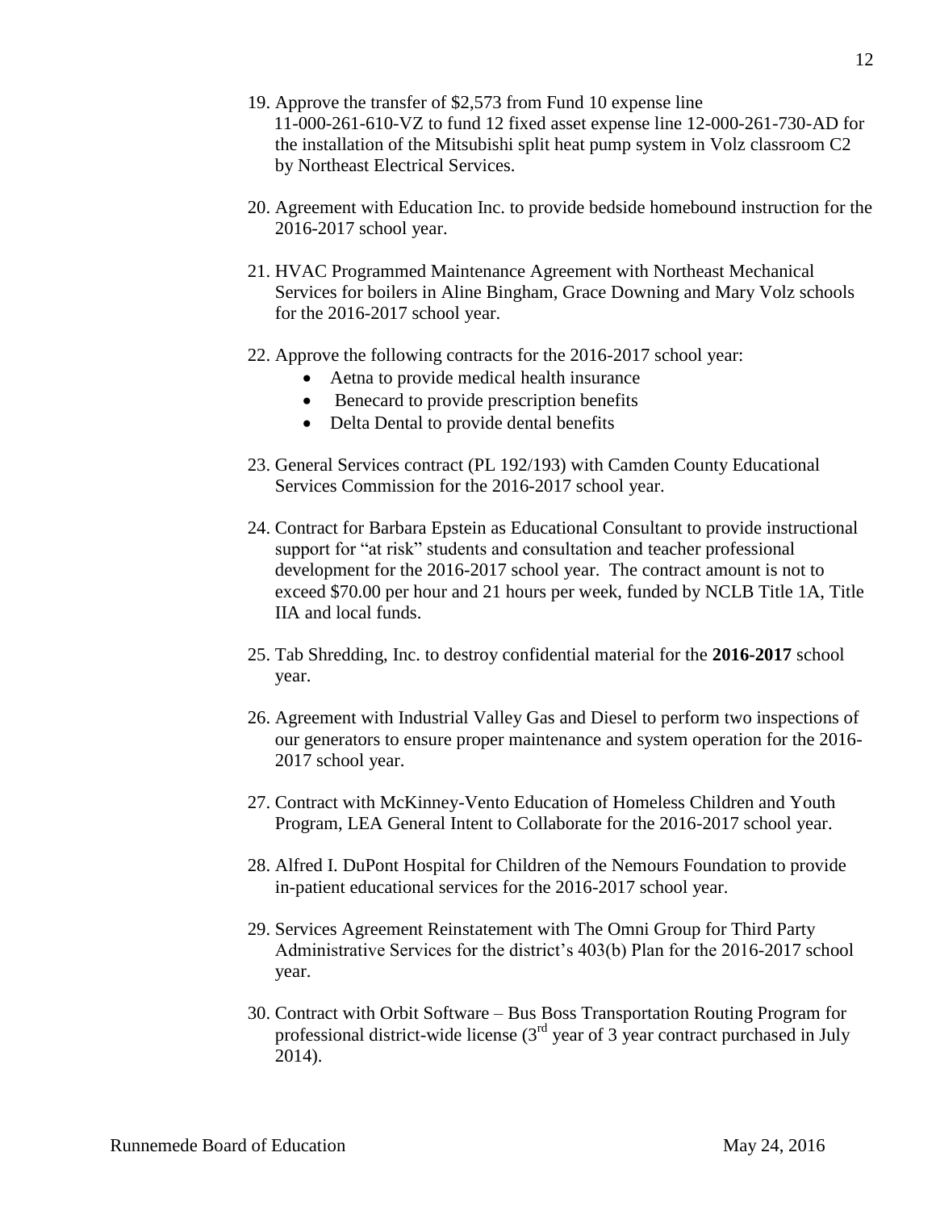19. Approve the transfer of $2,573 from Fund 10 expense line 11-000-261-610-VZ to fund 12 fixed asset expense line 12-000-261-730-AD for the installation of the Mitsubishi split heat pump system in Volz classroom C2 by Northeast Electrical Services.

20. Agreement with Education Inc. to provide bedside homebound instruction for the 2016-2017 school year.

21. HVAC Programmed Maintenance Agreement with Northeast Mechanical Services for boilers in Aline Bingham, Grace Downing and Mary Volz schools for the 2016-2017 school year.

22. Approve the following contracts for the 2016-2017 school year:
    - Aetna to provide medical health insurance
    - Benecard to provide prescription benefits
    - Delta Dental to provide dental benefits

23. General Services contract (PL 192/193) with Camden County Educational Services Commission for the 2016-2017 school year.

24. Contract for Barbara Epstein as Educational Consultant to provide instructional support for "at risk" students and consultation and teacher professional development for the 2016-2017 school year. The contract amount is not to exceed $70.00 per hour and 21 hours per week, funded by NCLB Title 1A, Title IIA and local funds.

25. Tab Shredding, Inc. to destroy confidential material for the **2016-2017** school year.

26. Agreement with Industrial Valley Gas and Diesel to perform two inspections of our generators to ensure proper maintenance and system operation for the 2016-2017 school year.

27. Contract with McKinney-Vento Education of Homeless Children and Youth Program, LEA General Intent to Collaborate for the 2016-2017 school year.

28. Alfred I. DuPont Hospital for Children of the Nemours Foundation to provide in-patient educational services for the 2016-2017 school year.

29. Services Agreement Reinstatement with The Omni Group for Third Party Administrative Services for the district's 403(b) Plan for the 2016-2017 school year.

30. Contract with Orbit Software – Bus Boss Transportation Routing Program for professional district-wide license (3rd year of 3 year contract purchased in July 2014).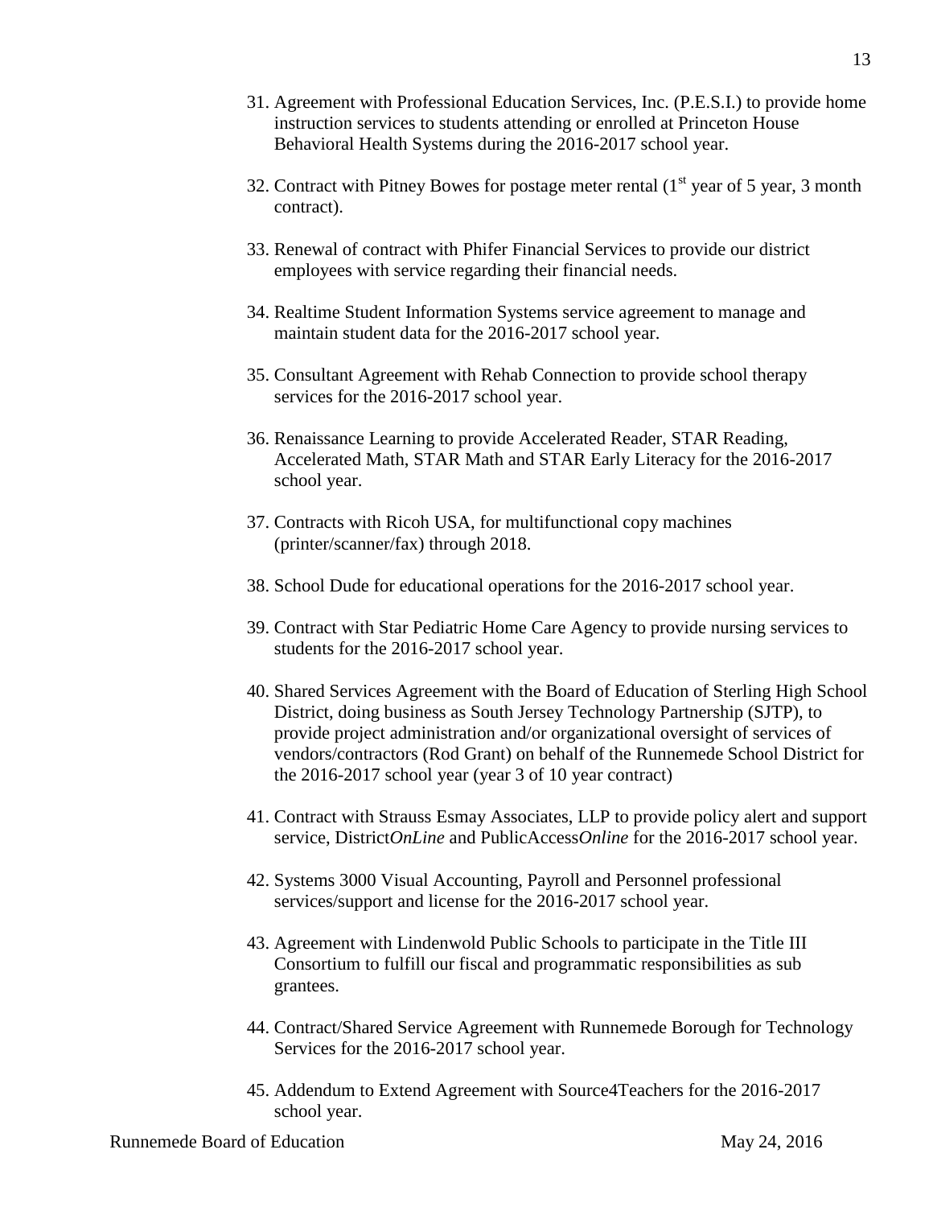31. Agreement with Professional Education Services, Inc. (P.E.S.I.) to provide home instruction services to students attending or enrolled at Princeton House Behavioral Health Systems during the 2016-2017 school year.

32. Contract with Pitney Bowes for postage meter rental (1st year of 5 year, 3 month contract).

33. Renewal of contract with Phifer Financial Services to provide our district employees with service regarding their financial needs.

34. Realtime Student Information Systems service agreement to manage and maintain student data for the 2016-2017 school year.

35. Consultant Agreement with Rehab Connection to provide school therapy services for the 2016-2017 school year.

36. Renaissance Learning to provide Accelerated Reader, STAR Reading, Accelerated Math, STAR Math and STAR Early Literacy for the 2016-2017 school year.

37. Contracts with Ricoh USA, for multifunctional copy machines (printer/scanner/fax) through 2018.

38. School Dude for educational operations for the 2016-2017 school year.

39. Contract with Star Pediatric Home Care Agency to provide nursing services to students for the 2016-2017 school year.

40. Shared Services Agreement with the Board of Education of Sterling High School District, doing business as South Jersey Technology Partnership (SJTP), to provide project administration and/or organizational oversight of services of vendors/contractors (Rod Grant) on behalf of the Runnemede School District for the 2016-2017 school year (year 3 of 10 year contract)

41. Contract with Strauss Esmay Associates, LLP to provide policy alert and support service, District*OnLine* and PublicAccess*Online* for the 2016-2017 school year.

42. Systems 3000 Visual Accounting, Payroll and Personnel professional services/support and license for the 2016-2017 school year.

43. Agreement with Lindenwold Public Schools to participate in the Title III Consortium to fulfill our fiscal and programmatic responsibilities as sub grantees.

44. Contract/Shared Service Agreement with Runnemede Borough for Technology Services for the 2016-2017 school year.

45. Addendum to Extend Agreement with Source4Teachers for the 2016-2017 school year.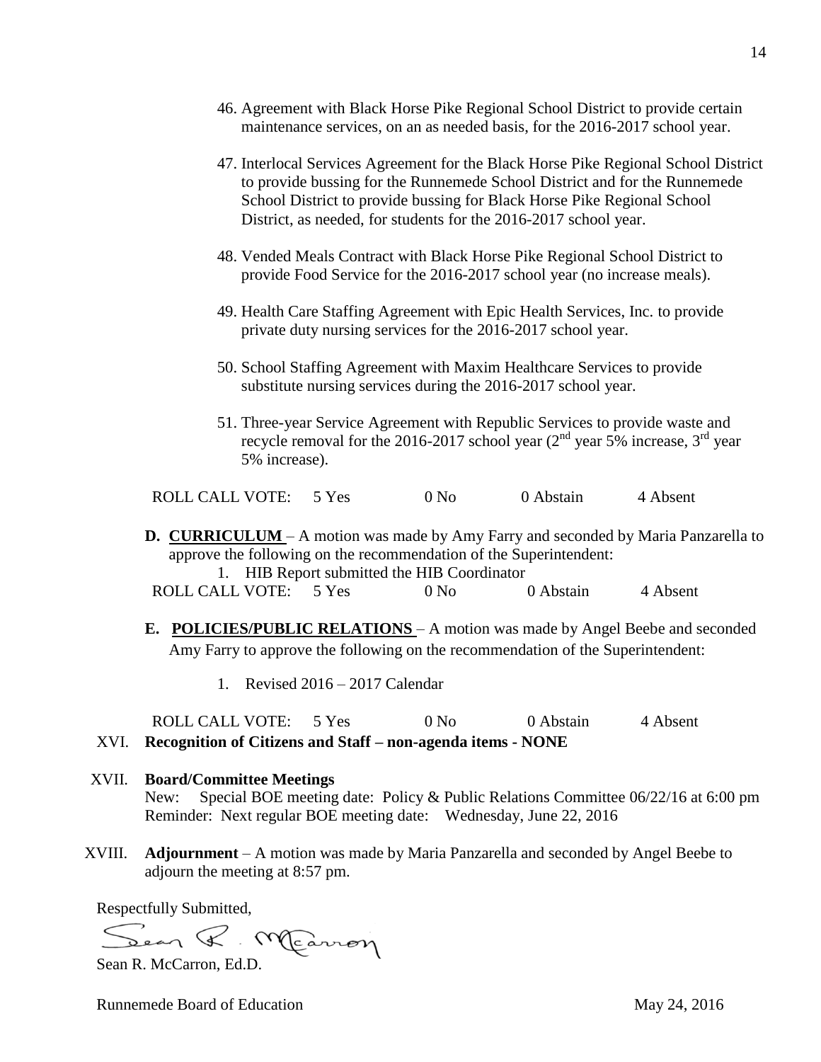46. Agreement with Black Horse Pike Regional School District to provide certain maintenance services, on an as needed basis, for the 2016-2017 school year.

47. Interlocal Services Agreement for the Black Horse Pike Regional School District to provide bussing for the Runnemede School District and for the Runnemede School District to provide bussing for Black Horse Pike Regional School District, as needed, for students for the 2016-2017 school year.

48. Vended Meals Contract with Black Horse Pike Regional School District to provide Food Service for the 2016-2017 school year (no increase meals).

49. Health Care Staffing Agreement with Epic Health Services, Inc. to provide private duty nursing services for the 2016-2017 school year.

50. School Staffing Agreement with Maxim Healthcare Services to provide substitute nursing services during the 2016-2017 school year.

51. Three-year Service Agreement with Republic Services to provide waste and recycle removal for the 2016-2017 school year (2nd year 5% increase, 3rd year 5% increase).

ROLL CALL VOTE: 5 Yes 0 No 0 Abstain 4 Absent

**D. CURRICULUM** – A motion was made by Amy Farry and seconded by Maria Panzarella to approve the following on the recommendation of the Superintendent:

1. HIB Report submitted the HIB Coordinator

ROLL CALL VOTE: 5 Yes 0 No 0 Abstain 4 Absent

**E. POLICIES/PUBLIC RELATIONS** – A motion was made by Angel Beebe and seconded Amy Farry to approve the following on the recommendation of the Superintendent:

1. Revised 2016 – 2017 Calendar

ROLL CALL VOTE: 5 Yes 0 No 0 Abstain 4 Absent

XVI. **Recognition of Citizens and Staff – non-agenda items - NONE**

XVII. **Board/Committee Meetings**

New: Special BOE meeting date: Policy & Public Relations Committee 06/22/16 at 6:00 pm

Reminder: Next regular BOE meeting date: Wednesday, June 22, 2016

XVIII. **Adjournment** – A motion was made by Maria Panzarella and seconded by Angel Beebe to adjourn the meeting at 8:57 pm.

Respectfully Submitted,

Sean R. McCarron

Sean R. McCarron, Ed.D.

Runnemede Board of Education May 24, 2016